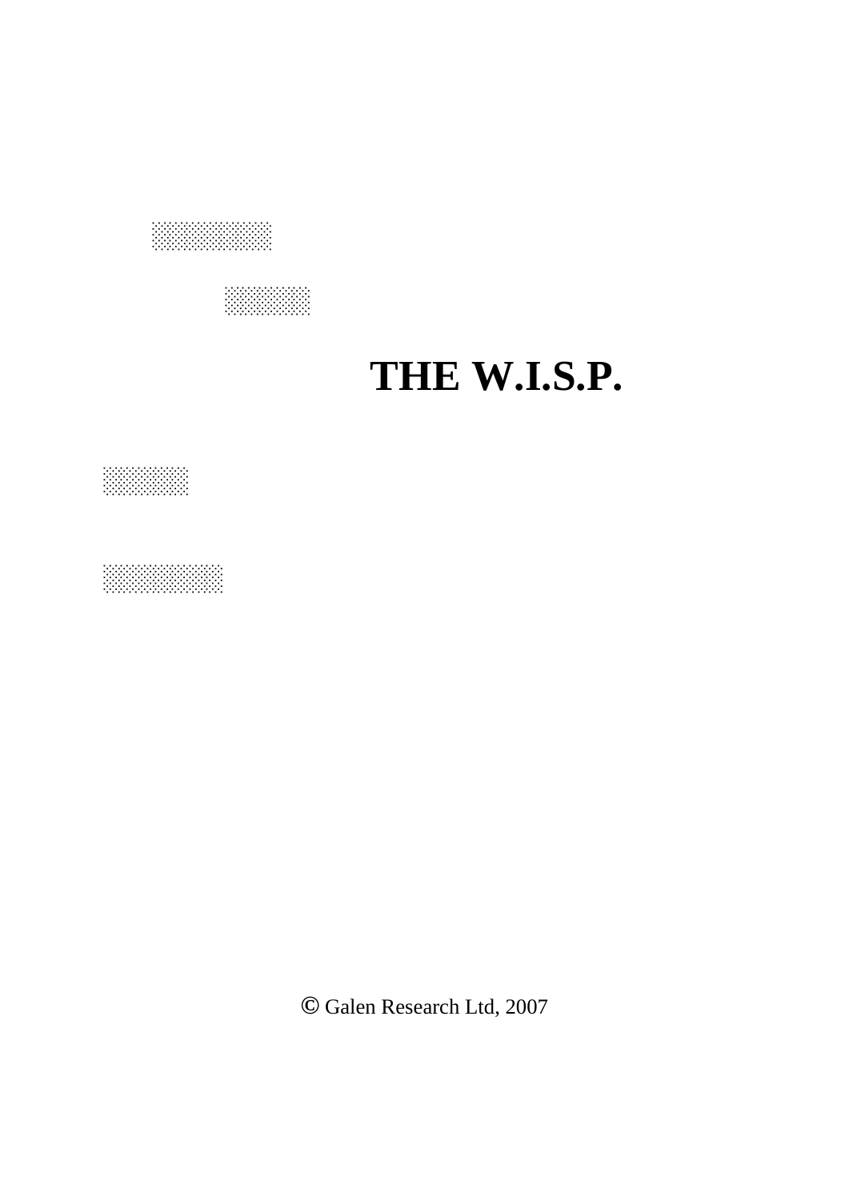# THE W.I.S.P.

© Galen Research Ltd, 2007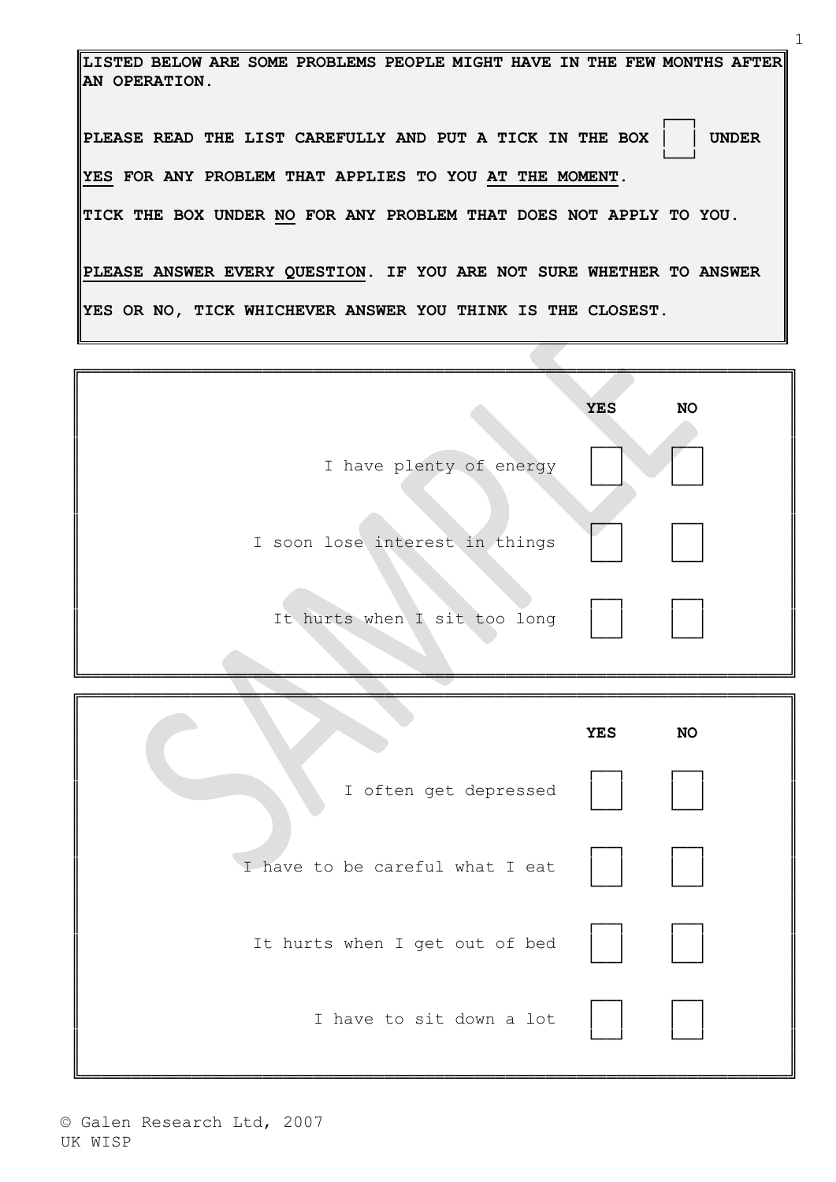**LISTED BELOW ARE SOME PROBLEMS PEOPLE MIGHT HAVE IN THE FEW MONTHS AFTER AN OPERATION.**

**PLEASE READ THE LIST CAREFULLY AND PUT A TICK IN THE BOX ☐ UNDER <u>YES</u> FOR ANY PROBLEM THAT APPLIES TO YOU <u>AT THE MOMENT</u>.**

**TICK THE BOX UNDER <u>NO</u> FOR ANY PROBLEM THAT DOES NOT APPLY TO YOU.**

**<u>PLEASE ANSWER EVERY QUESTION</u>. IF YOU ARE NOT SURE WHETHER TO ANSWER YES OR NO, TICK WHICHEVER ANSWER YOU THINK IS THE CLOSEST.**

| | **YES** | **NO** |
|---|---|---|
| I have plenty of energy | ☐ | ☐ |
| I soon lose interest in things | ☐ | ☐ |
| It hurts when I sit too long | ☐ | ☐ |

| | **YES** | **NO** |
|---|---|---|
| I often get depressed | ☐ | ☐ |
| I have to be careful what I eat | ☐ | ☐ |
| It hurts when I get out of bed | ☐ | ☐ |
| I have to sit down a lot | ☐ | ☐ |

© Galen Research Ltd, 2007
UK WISP